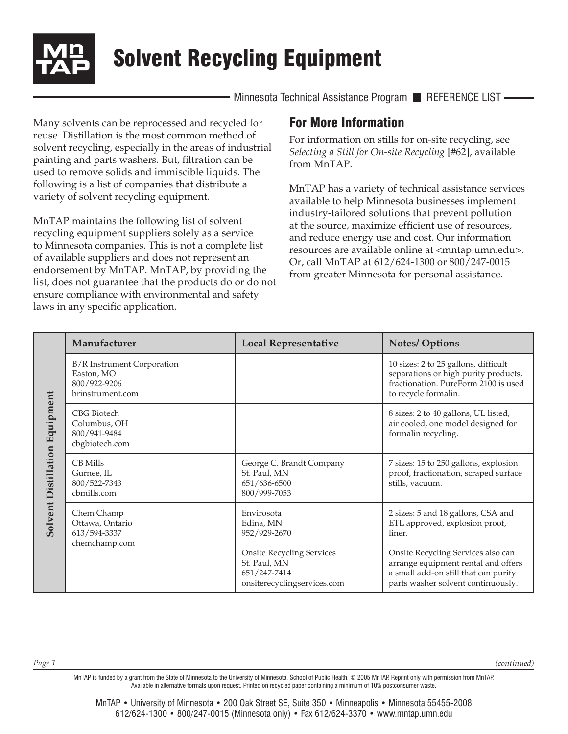# Solvent Recycling Equipment

Minnesota Technical Assistance Program ■ REFERENCE LIST

Many solvents can be reprocessed and recycled for reuse. Distillation is the most common method of solvent recycling, especially in the areas of industrial painting and parts washers. But, filtration can be used to remove solids and immiscible liquids. The following is a list of companies that distribute a variety of solvent recycling equipment.

MnTAP maintains the following list of solvent recycling equipment suppliers solely as a service to Minnesota companies. This is not a complete list of available suppliers and does not represent an endorsement by MnTAP. MnTAP, by providing the list, does not guarantee that the products do or do not ensure compliance with environmental and safety laws in any specific application.

## For More Information

For information on stills for on-site recycling, see *Selecting a Still for On-site Recycling* [#62], available from MnTAP.

MnTAP has a variety of technical assistance services available to help Minnesota businesses implement industry-tailored solutions that prevent pollution at the source, maximize efficient use of resources, and reduce energy use and cost. Our information resources are available online at <mntap.umn.edu>. Or, call MnTAP at 612/624-1300 or 800/247-0015 from greater Minnesota for personal assistance.

| | Manufacturer | Local Representative | Notes/ Options |
|---|---|---|---|
| **Solvent Distillation Equipment** | B/R Instrument Corporation<br>Easton, MO<br>800/922-9206<br>brinstrument.com | | 10 sizes: 2 to 25 gallons, difficult separations or high purity products, fractionation. PureForm 2100 is used to recycle formalin. |
| | CBG Biotech<br>Columbus, OH<br>800/941-9484<br>cbgbiotech.com | | 8 sizes: 2 to 40 gallons, UL listed, air cooled, one model designed for formalin recycling. |
| | CB Mills<br>Gurnee, IL<br>800/522-7343<br>cbmills.com | George C. Brandt Company<br>St. Paul, MN<br>651/636-6500<br>800/999-7053 | 7 sizes: 15 to 250 gallons, explosion proof, fractionation, scraped surface stills, vacuum. |
| | Chem Champ<br>Ottawa, Ontario<br>613/594-3337<br>chemchamp.com | Envirosota<br>Edina, MN<br>952/929-2670<br><br>Onsite Recycling Services<br>St. Paul, MN<br>651/247-7414<br>onsiterecyclingservices.com | 2 sizes: 5 and 18 gallons, CSA and ETL approved, explosion proof, liner.<br><br>Onsite Recycling Services also can arrange equipment rental and offers a small add-on still that can purify parts washer solvent continuously. |

*(continued)*

MnTAP is funded by a grant from the State of Minnesota to the University of Minnesota, School of Public Health. © 2005 MnTAP. Reprint only with permission from MnTAP. Available in alternative formats upon request. Printed on recycled paper containing a minimum of 10% postconsumer waste.

MnTAP • University of Minnesota • 200 Oak Street SE, Suite 350 • Minneapolis • Minnesota 55455-2008
612/624-1300 • 800/247-0015 (Minnesota only) • Fax 612/624-3370 • www.mntap.umn.edu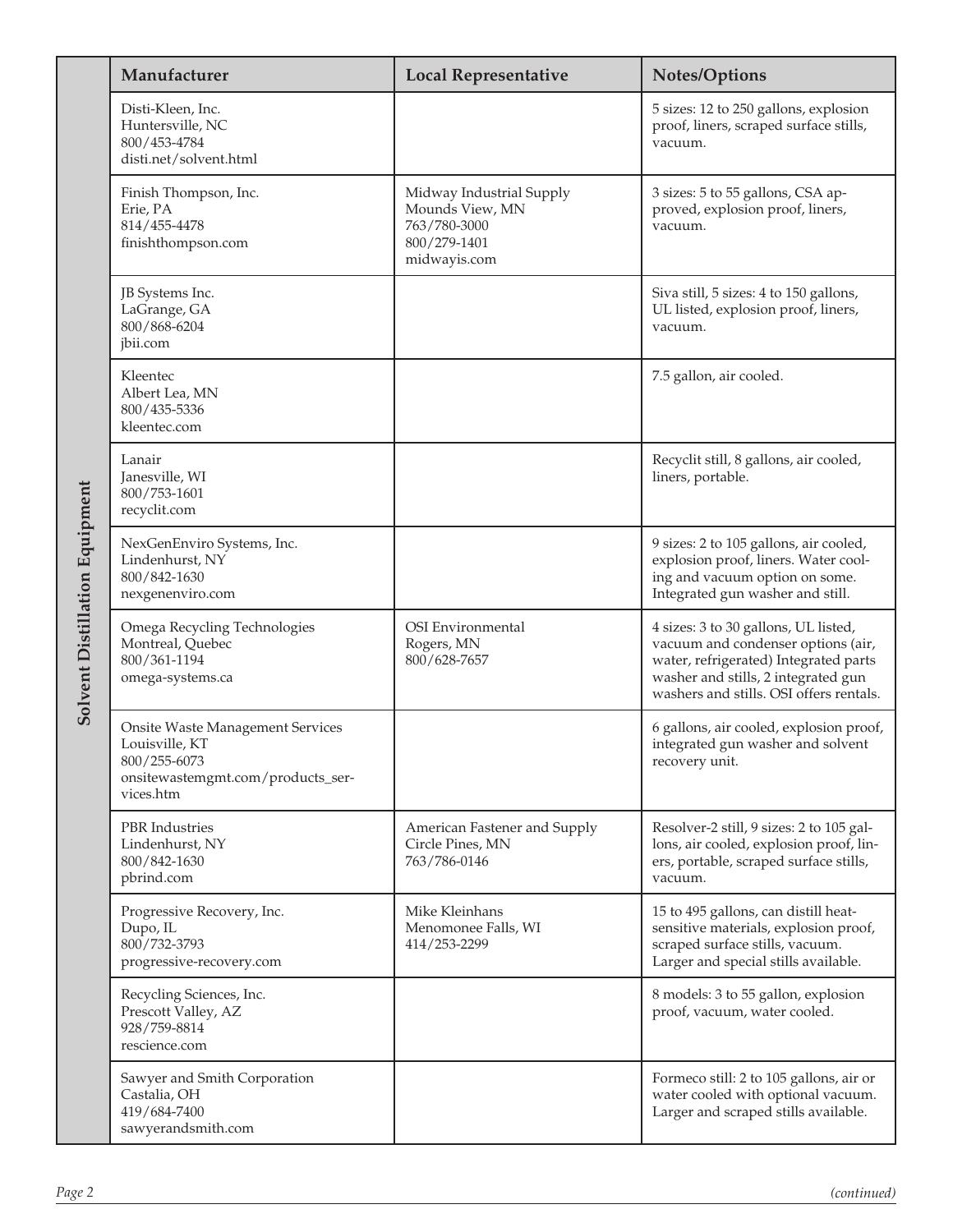## Solvent Distillation Equipment

| Manufacturer | Local Representative | Notes/Options |
|---|---|---|
| Disti-Kleen, Inc.<br>Huntersville, NC<br>800/453-4784<br>disti.net/solvent.html | | 5 sizes: 12 to 250 gallons, explosion proof, liners, scraped surface stills, vacuum. |
| Finish Thompson, Inc.<br>Erie, PA<br>814/455-4478<br>finishthompson.com | Midway Industrial Supply<br>Mounds View, MN<br>763/780-3000<br>800/279-1401<br>midwayis.com | 3 sizes: 5 to 55 gallons, CSA approved, explosion proof, liners, vacuum. |
| JB Systems Inc.<br>LaGrange, GA<br>800/868-6204<br>jbii.com | | Siva still, 5 sizes: 4 to 150 gallons, UL listed, explosion proof, liners, vacuum. |
| Kleentec<br>Albert Lea, MN<br>800/435-5336<br>kleentec.com | | 7.5 gallon, air cooled. |
| Lanair<br>Janesville, WI<br>800/753-1601<br>recyclit.com | | Recyclit still, 8 gallons, air cooled, liners, portable. |
| NexGenEnviro Systems, Inc.<br>Lindenhurst, NY<br>800/842-1630<br>nexgenenviro.com | | 9 sizes: 2 to 105 gallons, air cooled, explosion proof, liners. Water cooling and vacuum option on some. Integrated gun washer and still. |
| Omega Recycling Technologies<br>Montreal, Quebec<br>800/361-1194<br>omega-systems.ca | OSI Environmental<br>Rogers, MN<br>800/628-7657 | 4 sizes: 3 to 30 gallons, UL listed, vacuum and condenser options (air, water, refrigerated) Integrated parts washer and stills, 2 integrated gun washers and stills. OSI offers rentals. |
| Onsite Waste Management Services<br>Louisville, KT<br>800/255-6073<br>onsitewastemgmt.com/products_services.htm | | 6 gallons, air cooled, explosion proof, integrated gun washer and solvent recovery unit. |
| PBR Industries<br>Lindenhurst, NY<br>800/842-1630<br>pbrind.com | American Fastener and Supply<br>Circle Pines, MN<br>763/786-0146 | Resolver-2 still, 9 sizes: 2 to 105 gallons, air cooled, explosion proof, liners, portable, scraped surface stills, vacuum. |
| Progressive Recovery, Inc.<br>Dupo, IL<br>800/732-3793<br>progressive-recovery.com | Mike Kleinhans<br>Menomonee Falls, WI<br>414/253-2299 | 15 to 495 gallons, can distill heat-sensitive materials, explosion proof, scraped surface stills, vacuum. Larger and special stills available. |
| Recycling Sciences, Inc.<br>Prescott Valley, AZ<br>928/759-8814<br>rescience.com | | 8 models: 3 to 55 gallon, explosion proof, vacuum, water cooled. |
| Sawyer and Smith Corporation<br>Castalia, OH<br>419/684-7400<br>sawyerandsmith.com | | Formeco still: 2 to 105 gallons, air or water cooled with optional vacuum. Larger and scraped stills available. |

*(continued)*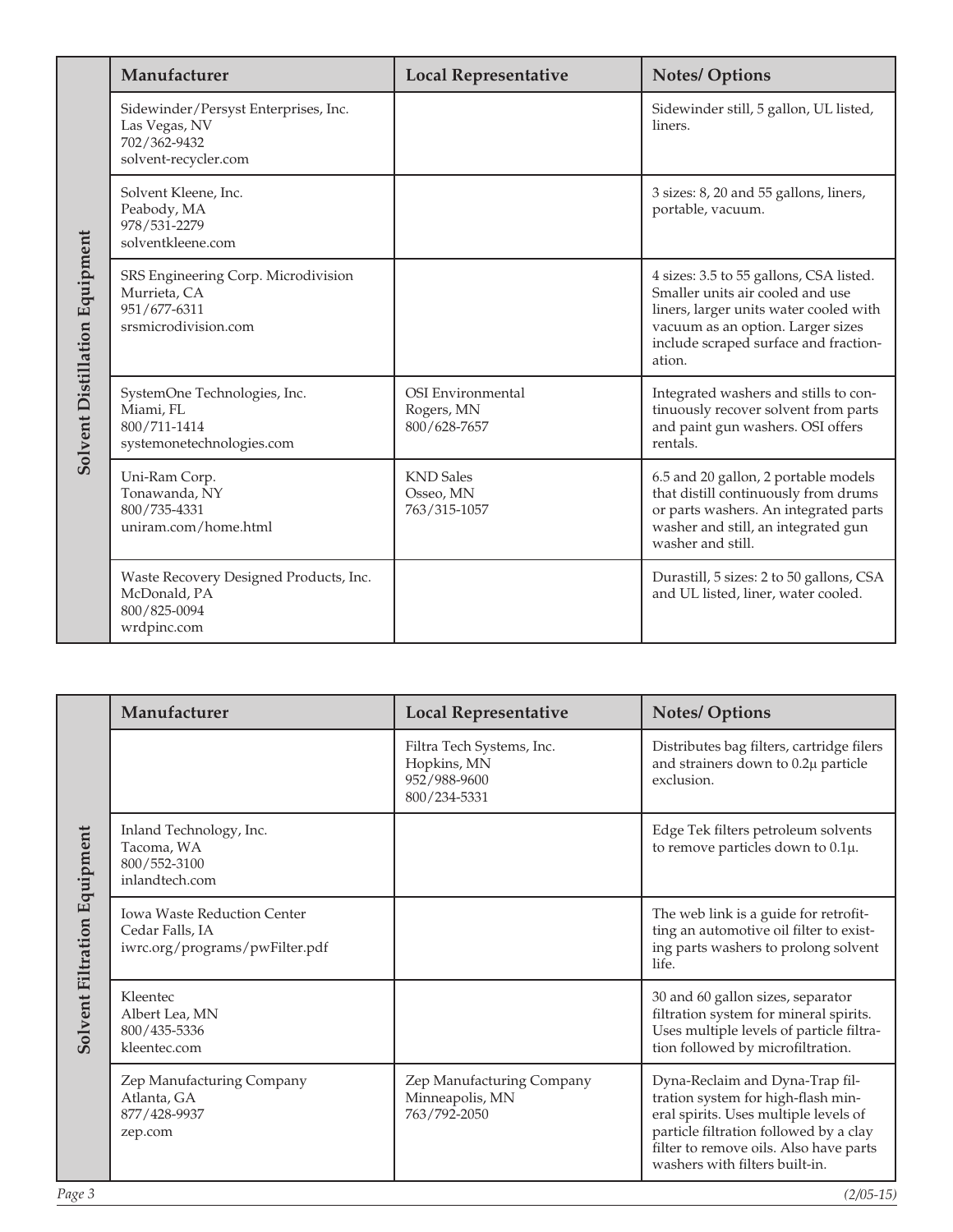## Solvent Distillation Equipment

| Manufacturer | Local Representative | Notes/ Options |
|---|---|---|
| Sidewinder/Persyst Enterprises, Inc.<br>Las Vegas, NV<br>702/362-9432<br>solvent-recycler.com | | Sidewinder still, 5 gallon, UL listed, liners. |
| Solvent Kleene, Inc.<br>Peabody, MA<br>978/531-2279<br>solventkleene.com | | 3 sizes: 8, 20 and 55 gallons, liners, portable, vacuum. |
| SRS Engineering Corp. Microdivision<br>Murrieta, CA<br>951/677-6311<br>srsmicrodivision.com | | 4 sizes: 3.5 to 55 gallons, CSA listed. Smaller units air cooled and use liners, larger units water cooled with vacuum as an option. Larger sizes include scraped surface and fractionation. |
| SystemOne Technologies, Inc.<br>Miami, FL<br>800/711-1414<br>systemonetechnologies.com | OSI Environmental<br>Rogers, MN<br>800/628-7657 | Integrated washers and stills to continuously recover solvent from parts and paint gun washers. OSI offers rentals. |
| Uni-Ram Corp.<br>Tonawanda, NY<br>800/735-4331<br>uniram.com/home.html | KND Sales<br>Osseo, MN<br>763/315-1057 | 6.5 and 20 gallon, 2 portable models that distill continuously from drums or parts washers. An integrated parts washer and still, an integrated gun washer and still. |
| Waste Recovery Designed Products, Inc.<br>McDonald, PA<br>800/825-0094<br>wrdpinc.com | | Durastill, 5 sizes: 2 to 50 gallons, CSA and UL listed, liner, water cooled. |

## Solvent Filtration Equipment

| Manufacturer | Local Representative | Notes/ Options |
|---|---|---|
| | Filtra Tech Systems, Inc.<br>Hopkins, MN<br>952/988-9600<br>800/234-5331 | Distributes bag filters, cartridge filers and strainers down to 0.2μ particle exclusion. |
| Inland Technology, Inc.<br>Tacoma, WA<br>800/552-3100<br>inlandtech.com | | Edge Tek filters petroleum solvents to remove particles down to 0.1μ. |
| Iowa Waste Reduction Center<br>Cedar Falls, IA<br>iwrc.org/programs/pwFilter.pdf | | The web link is a guide for retrofitting an automotive oil filter to existing parts washers to prolong solvent life. |
| Kleentec<br>Albert Lea, MN<br>800/435-5336<br>kleentec.com | | 30 and 60 gallon sizes, separator filtration system for mineral spirits. Uses multiple levels of particle filtration followed by microfiltration. |
| Zep Manufacturing Company<br>Atlanta, GA<br>877/428-9937<br>zep.com | Zep Manufacturing Company<br>Minneapolis, MN<br>763/792-2050 | Dyna-Reclaim and Dyna-Trap filtration system for high-flash mineral spirits. Uses multiple levels of particle filtration followed by a clay filter to remove oils. Also have parts washers with filters built-in. |

(2/05-15)